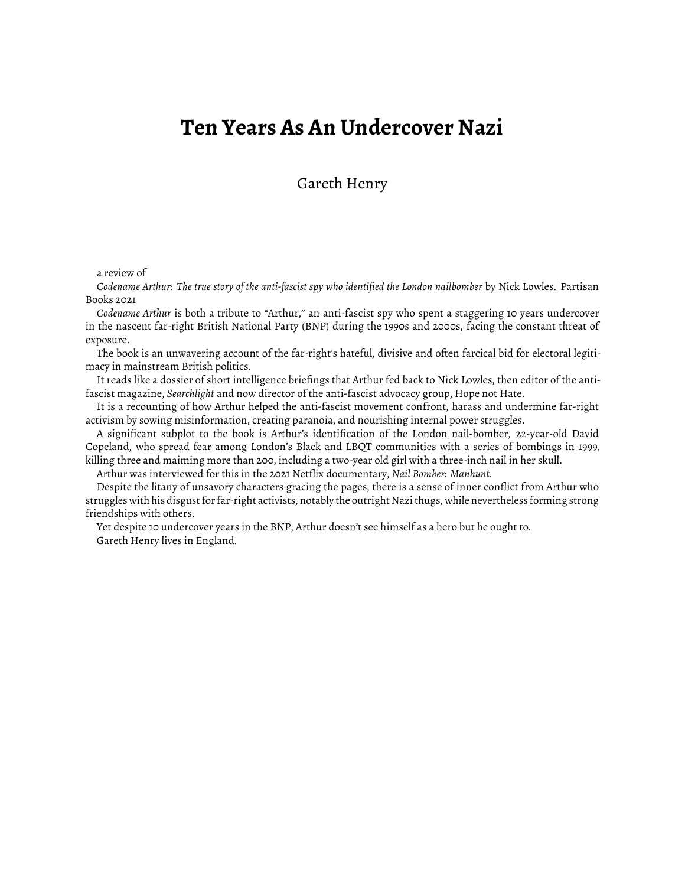# Ten Years As An Undercover Nazi

Gareth Henry

a review of

*Codename Arthur: The true story of the anti-fascist spy who identified the London nailbomber* by Nick Lowles. Partisan Books 2021

*Codename Arthur* is both a tribute to "Arthur," an anti-fascist spy who spent a staggering 10 years undercover in the nascent far-right British National Party (BNP) during the 1990s and 2000s, facing the constant threat of exposure.

The book is an unwavering account of the far-right's hateful, divisive and often farcical bid for electoral legitimacy in mainstream British politics.

It reads like a dossier of short intelligence briefings that Arthur fed back to Nick Lowles, then editor of the anti-fascist magazine, *Searchlight* and now director of the anti-fascist advocacy group, Hope not Hate.

It is a recounting of how Arthur helped the anti-fascist movement confront, harass and undermine far-right activism by sowing misinformation, creating paranoia, and nourishing internal power struggles.

A significant subplot to the book is Arthur's identification of the London nail-bomber, 22-year-old David Copeland, who spread fear among London's Black and LBQT communities with a series of bombings in 1999, killing three and maiming more than 200, including a two-year old girl with a three-inch nail in her skull.

Arthur was interviewed for this in the 2021 Netflix documentary, *Nail Bomber: Manhunt*.

Despite the litany of unsavory characters gracing the pages, there is a sense of inner conflict from Arthur who struggles with his disgust for far-right activists, notably the outright Nazi thugs, while nevertheless forming strong friendships with others.

Yet despite 10 undercover years in the BNP, Arthur doesn't see himself as a hero but he ought to.

Gareth Henry lives in England.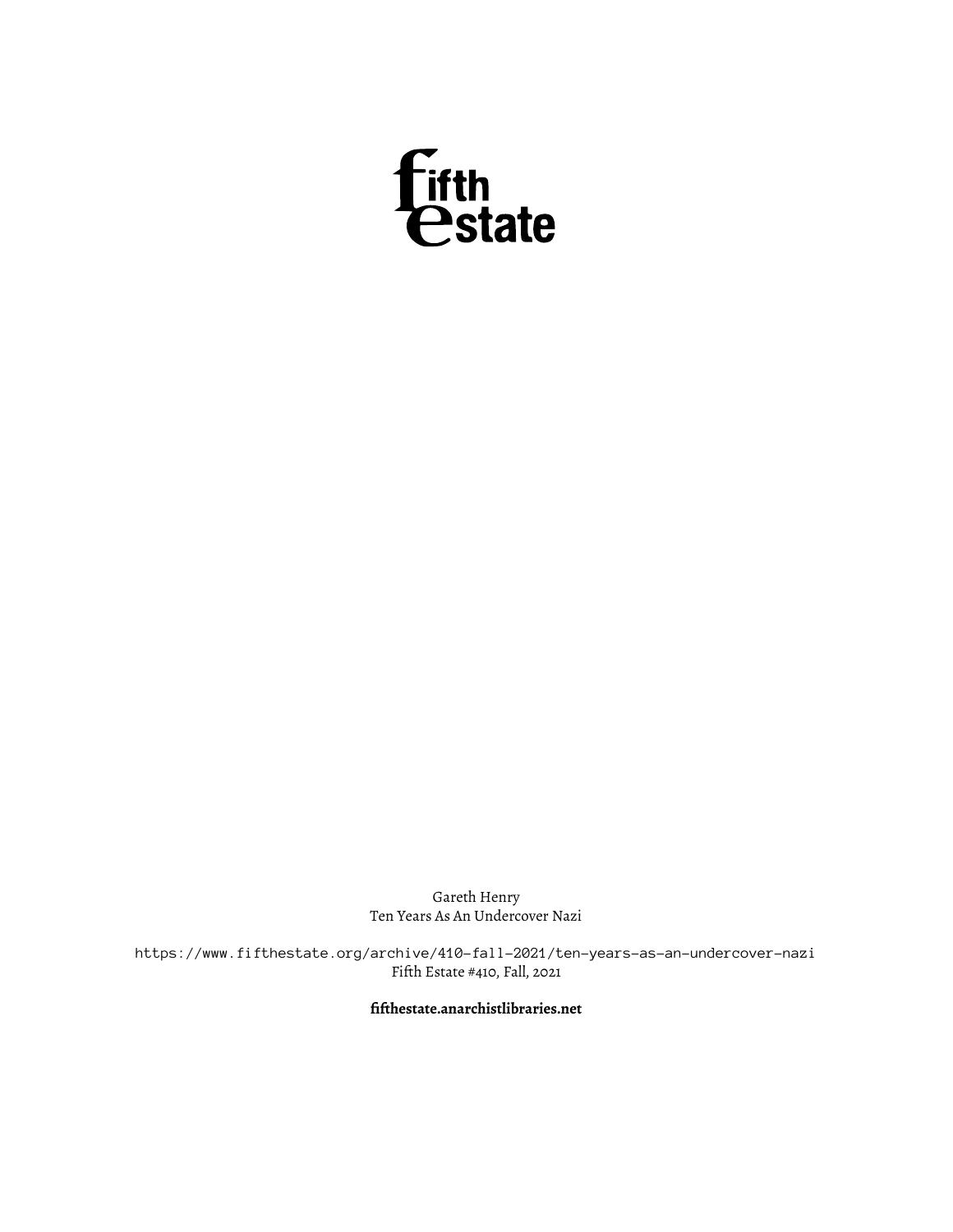fifth estate

Gareth Henry
Ten Years As An Undercover Nazi

https://www.fifthestate.org/archive/410-fall-2021/ten-years-as-an-undercover-nazi
Fifth Estate #410, Fall, 2021

**fifthestate.anarchistlibraries.net**